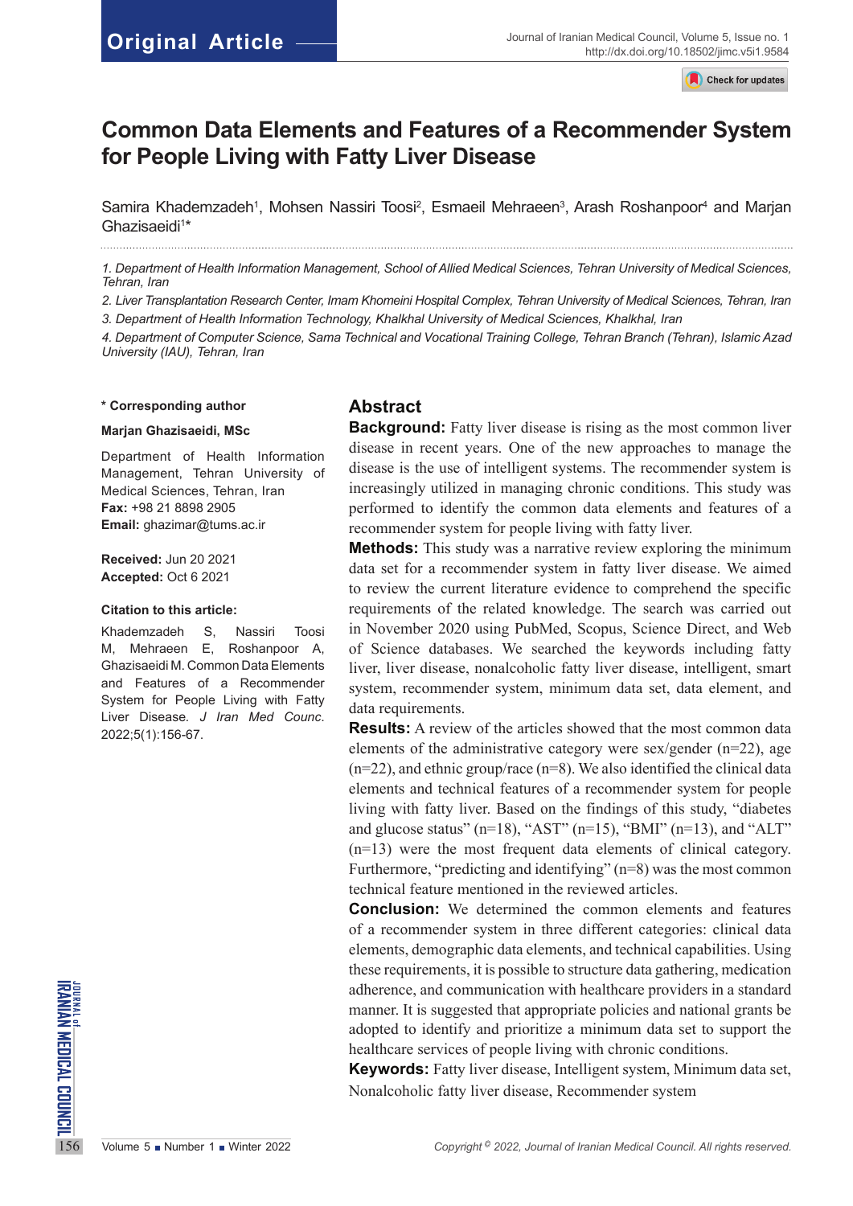Original Article

# Common Data Elements and Features of a Recommender System for People Living with Fatty Liver Disease

Samira Khademzadeh[1], Mohsen Nassiri Toosi[2], Esmaeil Mehraeen[3], Arash Roshanpoor[4] and Marjan Ghazisaeidi[1]*

*1. Department of Health Information Management, School of Allied Medical Sciences, Tehran University of Medical Sciences, Tehran, Iran*

*2. Liver Transplantation Research Center, Imam Khomeini Hospital Complex, Tehran University of Medical Sciences, Tehran, Iran*

*3. Department of Health Information Technology, Khalkhal University of Medical Sciences, Khalkhal, Iran*

*4. Department of Computer Science, Sama Technical and Vocational Training College, Tehran Branch (Tehran), Islamic Azad University (IAU), Tehran, Iran*

**\* Corresponding author**

**Marjan Ghazisaeidi, MSc**

Department of Health Information Management, Tehran University of Medical Sciences, Tehran, Iran
**Fax:** +98 21 8898 2905
**Email:** ghazimar@tums.ac.ir

**Received:** Jun 20 2021
**Accepted:** Oct 6 2021

**Citation to this article:**

Khademzadeh S, Nassiri Toosi M, Mehraeen E, Roshanpoor A, Ghazisaeidi M. Common Data Elements and Features of a Recommender System for People Living with Fatty Liver Disease. *J Iran Med Counc*. 2022;5(1):156-67.

## Abstract

**Background:** Fatty liver disease is rising as the most common liver disease in recent years. One of the new approaches to manage the disease is the use of intelligent systems. The recommender system is increasingly utilized in managing chronic conditions. This study was performed to identify the common data elements and features of a recommender system for people living with fatty liver.

**Methods:** This study was a narrative review exploring the minimum data set for a recommender system in fatty liver disease. We aimed to review the current literature evidence to comprehend the specific requirements of the related knowledge. The search was carried out in November 2020 using PubMed, Scopus, Science Direct, and Web of Science databases. We searched the keywords including fatty liver, liver disease, nonalcoholic fatty liver disease, intelligent, smart system, recommender system, minimum data set, data element, and data requirements.

**Results:** A review of the articles showed that the most common data elements of the administrative category were sex/gender (n=22), age (n=22), and ethnic group/race (n=8). We also identified the clinical data elements and technical features of a recommender system for people living with fatty liver. Based on the findings of this study, "diabetes and glucose status" (n=18), "AST" (n=15), "BMI" (n=13), and "ALT" (n=13) were the most frequent data elements of clinical category. Furthermore, "predicting and identifying" (n=8) was the most common technical feature mentioned in the reviewed articles.

**Conclusion:** We determined the common elements and features of a recommender system in three different categories: clinical data elements, demographic data elements, and technical capabilities. Using these requirements, it is possible to structure data gathering, medication adherence, and communication with healthcare providers in a standard manner. It is suggested that appropriate policies and national grants be adopted to identify and prioritize a minimum data set to support the healthcare services of people living with chronic conditions.

**Keywords:** Fatty liver disease, Intelligent system, Minimum data set, Nonalcoholic fatty liver disease, Recommender system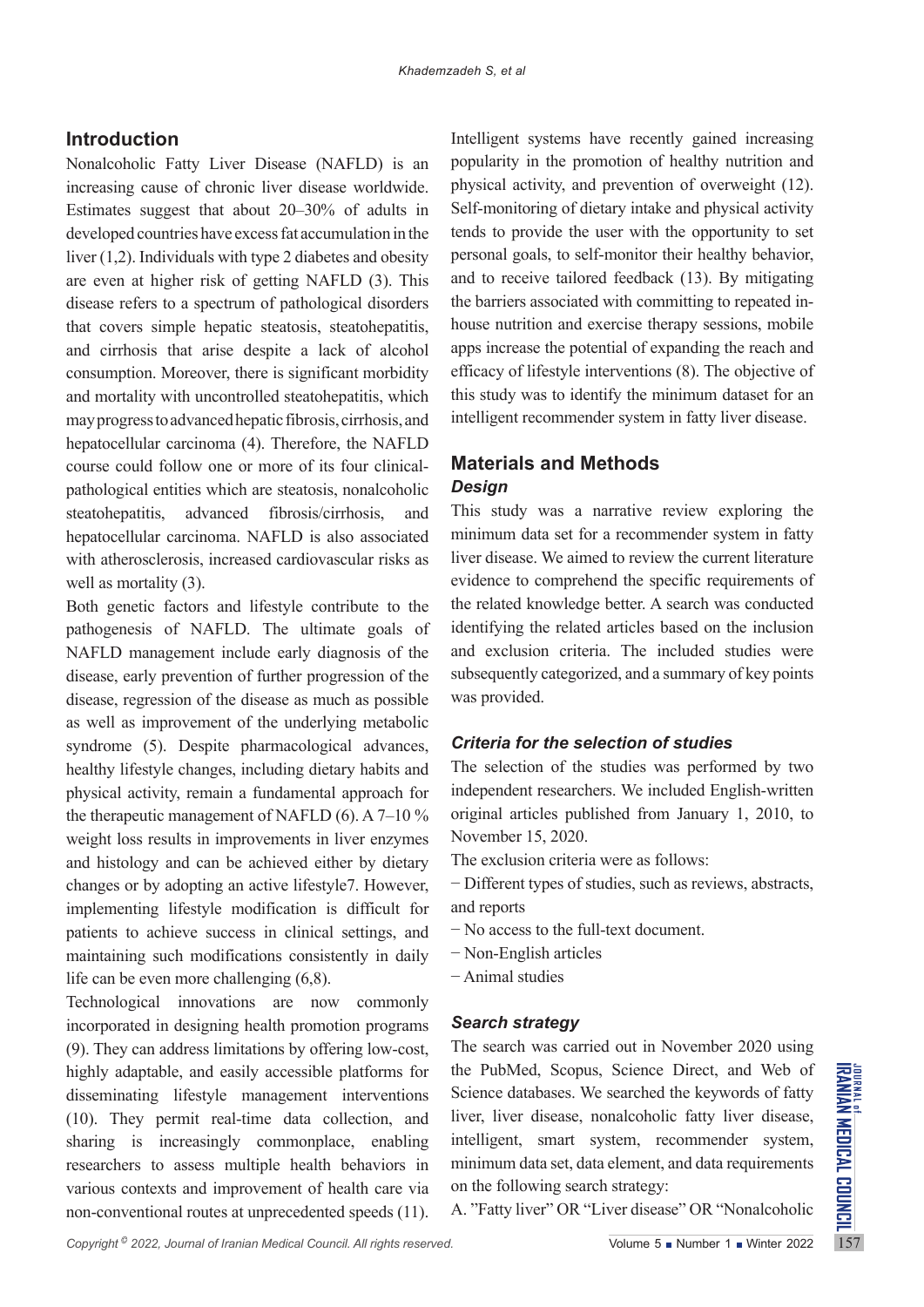## Introduction

Nonalcoholic Fatty Liver Disease (NAFLD) is an increasing cause of chronic liver disease worldwide. Estimates suggest that about 20–30% of adults in developed countries have excess fat accumulation in the liver (1,2). Individuals with type 2 diabetes and obesity are even at higher risk of getting NAFLD (3). This disease refers to a spectrum of pathological disorders that covers simple hepatic steatosis, steatohepatitis, and cirrhosis that arise despite a lack of alcohol consumption. Moreover, there is significant morbidity and mortality with uncontrolled steatohepatitis, which may progress to advanced hepatic fibrosis, cirrhosis, and hepatocellular carcinoma (4). Therefore, the NAFLD course could follow one or more of its four clinical-pathological entities which are steatosis, nonalcoholic steatohepatitis, advanced fibrosis/cirrhosis, and hepatocellular carcinoma. NAFLD is also associated with atherosclerosis, increased cardiovascular risks as well as mortality (3).

Both genetic factors and lifestyle contribute to the pathogenesis of NAFLD. The ultimate goals of NAFLD management include early diagnosis of the disease, early prevention of further progression of the disease, regression of the disease as much as possible as well as improvement of the underlying metabolic syndrome (5). Despite pharmacological advances, healthy lifestyle changes, including dietary habits and physical activity, remain a fundamental approach for the therapeutic management of NAFLD (6). A 7–10 % weight loss results in improvements in liver enzymes and histology and can be achieved either by dietary changes or by adopting an active lifestyle7. However, implementing lifestyle modification is difficult for patients to achieve success in clinical settings, and maintaining such modifications consistently in daily life can be even more challenging (6,8).

Technological innovations are now commonly incorporated in designing health promotion programs (9). They can address limitations by offering low-cost, highly adaptable, and easily accessible platforms for disseminating lifestyle management interventions (10). They permit real-time data collection, and sharing is increasingly commonplace, enabling researchers to assess multiple health behaviors in various contexts and improvement of health care via non-conventional routes at unprecedented speeds (11).

Intelligent systems have recently gained increasing popularity in the promotion of healthy nutrition and physical activity, and prevention of overweight (12). Self-monitoring of dietary intake and physical activity tends to provide the user with the opportunity to set personal goals, to self-monitor their healthy behavior, and to receive tailored feedback (13). By mitigating the barriers associated with committing to repeated in-house nutrition and exercise therapy sessions, mobile apps increase the potential of expanding the reach and efficacy of lifestyle interventions (8). The objective of this study was to identify the minimum dataset for an intelligent recommender system in fatty liver disease.

## Materials and Methods

### *Design*

This study was a narrative review exploring the minimum data set for a recommender system in fatty liver disease. We aimed to review the current literature evidence to comprehend the specific requirements of the related knowledge better. A search was conducted identifying the related articles based on the inclusion and exclusion criteria. The included studies were subsequently categorized, and a summary of key points was provided.

### *Criteria for the selection of studies*

The selection of the studies was performed by two independent researchers. We included English-written original articles published from January 1, 2010, to November 15, 2020.

The exclusion criteria were as follows:

− Different types of studies, such as reviews, abstracts, and reports

− No access to the full-text document.

− Non-English articles

− Animal studies

### *Search strategy*

The search was carried out in November 2020 using the PubMed, Scopus, Science Direct, and Web of Science databases. We searched the keywords of fatty liver, liver disease, nonalcoholic fatty liver disease, intelligent, smart system, recommender system, minimum data set, data element, and data requirements on the following search strategy:

A. "Fatty liver" OR "Liver disease" OR "Nonalcoholic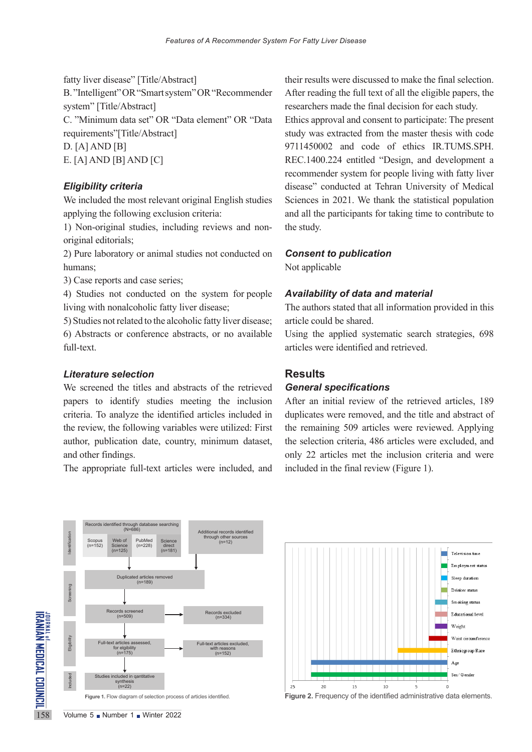fatty liver disease" [Title/Abstract]

B. "Intelligent" OR "Smart system" OR "Recommender system" [Title/Abstract]

C. "Minimum data set" OR "Data element" OR "Data requirements"[Title/Abstract]

D. [A] AND [B]

E. [A] AND [B] AND [C]

### *Eligibility criteria*

We included the most relevant original English studies applying the following exclusion criteria:

1) Non-original studies, including reviews and non-original editorials;

2) Pure laboratory or animal studies not conducted on humans;

3) Case reports and case series;

4) Studies not conducted on the system for people living with nonalcoholic fatty liver disease;

5) Studies not related to the alcoholic fatty liver disease;

6) Abstracts or conference abstracts, or no available full-text.

### *Literature selection*

We screened the titles and abstracts of the retrieved papers to identify studies meeting the inclusion criteria. To analyze the identified articles included in the review, the following variables were utilized: First author, publication date, country, minimum dataset, and other findings.

The appropriate full-text articles were included, and their results were discussed to make the final selection. After reading the full text of all the eligible papers, the researchers made the final decision for each study.

Ethics approval and consent to participate: The present study was extracted from the master thesis with code 9711450002 and code of ethics IR.TUMS.SPH.REC.1400.224 entitled "Design, and development a recommender system for people living with fatty liver disease" conducted at Tehran University of Medical Sciences in 2021. We thank the statistical population and all the participants for taking time to contribute to the study.

### *Consent to publication*

Not applicable

### *Availability of data and material*

The authors stated that all information provided in this article could be shared.

Using the applied systematic search strategies, 698 articles were identified and retrieved.

## Results

### *General specifications*

After an initial review of the retrieved articles, 189 duplicates were removed, and the title and abstract of the remaining 509 articles were reviewed. Applying the selection criteria, 486 articles were excluded, and only 22 articles met the inclusion criteria and were included in the final review (Figure 1).

Figure 1. Flow diagram of selection process of articles identified.

Figure 2. Frequency of the identified administrative data elements.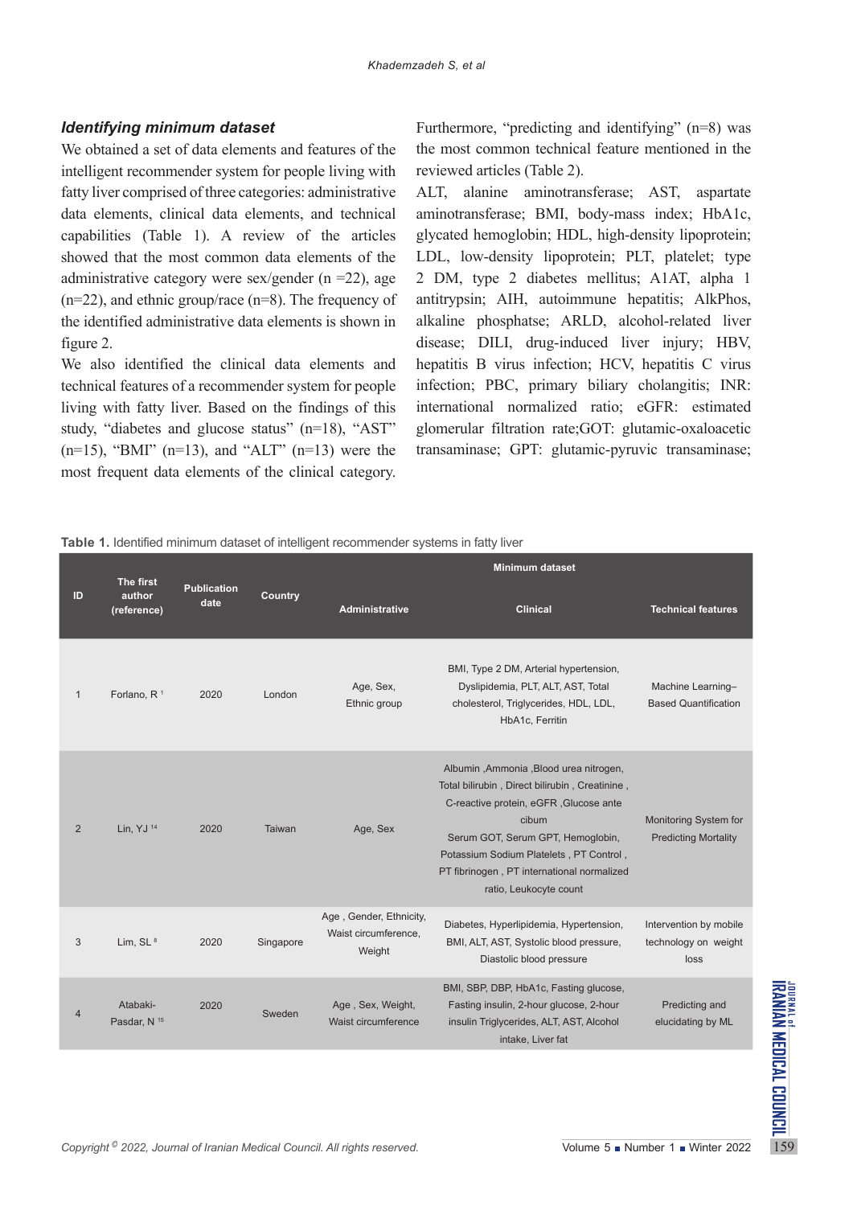### *Identifying minimum dataset*

We obtained a set of data elements and features of the intelligent recommender system for people living with fatty liver comprised of three categories: administrative data elements, clinical data elements, and technical capabilities (Table 1). A review of the articles showed that the most common data elements of the administrative category were sex/gender (n =22), age (n=22), and ethnic group/race (n=8). The frequency of the identified administrative data elements is shown in figure 2.

We also identified the clinical data elements and technical features of a recommender system for people living with fatty liver. Based on the findings of this study, "diabetes and glucose status" (n=18), "AST" (n=15), "BMI" (n=13), and "ALT" (n=13) were the most frequent data elements of the clinical category. Furthermore, "predicting and identifying" (n=8) was the most common technical feature mentioned in the reviewed articles (Table 2).

ALT, alanine aminotransferase; AST, aspartate aminotransferase; BMI, body-mass index; HbA1c, glycated hemoglobin; HDL, high-density lipoprotein; LDL, low-density lipoprotein; PLT, platelet; type 2 DM, type 2 diabetes mellitus; A1AT, alpha 1 antitrypsin; AIH, autoimmune hepatitis; AlkPhos, alkaline phosphatse; ARLD, alcohol-related liver disease; DILI, drug-induced liver injury; HBV, hepatitis B virus infection; HCV, hepatitis C virus infection; PBC, primary biliary cholangitis; INR: international normalized ratio; eGFR: estimated glomerular filtration rate;GOT: glutamic-oxaloacetic transaminase; GPT: glutamic-pyruvic transaminase;

**Table 1.** Identified minimum dataset of intelligent recommender systems in fatty liver

| ID | The first author (reference) | Publication date | Country | Minimum dataset | | |
|---|---|---|---|---|---|---|
| | | | | Administrative | Clinical | Technical features |
| 1 | Forlano, R [1] | 2020 | London | Age, Sex, Ethnic group | BMI, Type 2 DM, Arterial hypertension, Dyslipidemia, PLT, ALT, AST, Total cholesterol, Triglycerides, HDL, LDL, HbA1c, Ferritin | Machine Learning–Based Quantification |
| 2 | Lin, YJ [14] | 2020 | Taiwan | Age, Sex | Albumin ,Ammonia ,Blood urea nitrogen, Total bilirubin , Direct bilirubin , Creatinine , C-reactive protein, eGFR ,Glucose ante cibum Serum GOT, Serum GPT, Hemoglobin, Potassium Sodium Platelets , PT Control , PT fibrinogen , PT international normalized ratio, Leukocyte count | Monitoring System for Predicting Mortality |
| 3 | Lim, SL [8] | 2020 | Singapore | Age , Gender, Ethnicity, Waist circumference, Weight | Diabetes, Hyperlipidemia, Hypertension, BMI, ALT, AST, Systolic blood pressure, Diastolic blood pressure | Intervention by mobile technology on weight loss |
| 4 | Atabaki-Pasdar, N [15] | 2020 | Sweden | Age , Sex, Weight, Waist circumference | BMI, SBP, DBP, HbA1c, Fasting glucose, Fasting insulin, 2-hour glucose, 2-hour insulin Triglycerides, ALT, AST, Alcohol intake, Liver fat | Predicting and elucidating by ML |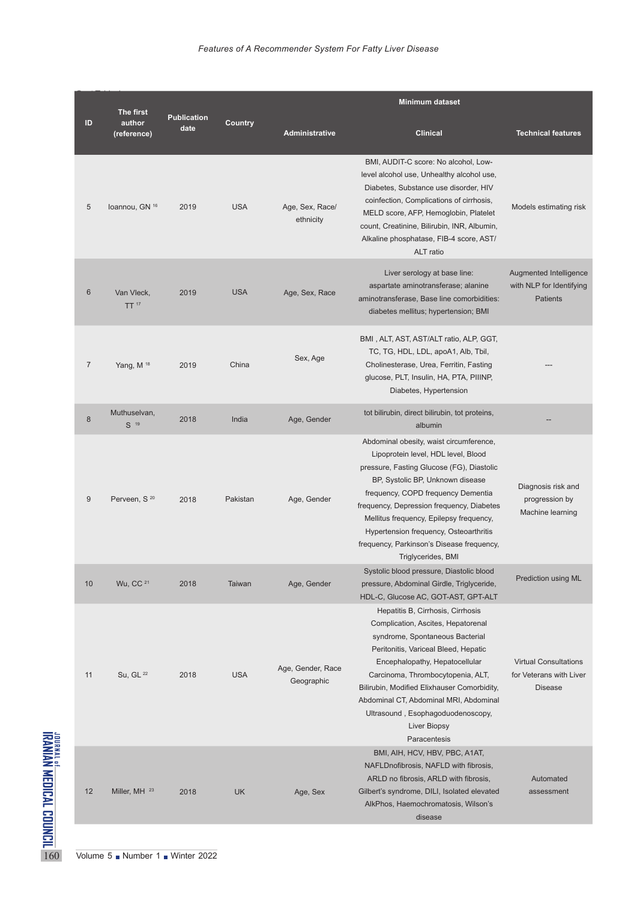| ID | The first author (reference) | Publication date | Country | Minimum dataset | | |
|---|---|---|---|---|---|---|
| | | | | Administrative | Clinical | Technical features |
| 5 | Ioannou, GN [16] | 2019 | USA | Age, Sex, Race/ ethnicity | BMI, AUDIT-C score: No alcohol, Low-level alcohol use, Unhealthy alcohol use, Diabetes, Substance use disorder, HIV coinfection, Complications of cirrhosis, MELD score, AFP, Hemoglobin, Platelet count, Creatinine, Bilirubin, INR, Albumin, Alkaline phosphatase, FIB-4 score, AST/ ALT ratio | Models estimating risk |
| 6 | Van Vleck, TT [17] | 2019 | USA | Age, Sex, Race | Liver serology at base line: aspartate aminotransferase; alanine aminotransferase, Base line comorbidities: diabetes mellitus; hypertension; BMI | Augmented Intelligence with NLP for Identifying Patients |
| 7 | Yang, M [18] | 2019 | China | Sex, Age | BMI , ALT, AST, AST/ALT ratio, ALP, GGT, TC, TG, HDL, LDL, apoA1, Alb, Tbil, Cholinesterase, Urea, Ferritin, Fasting glucose, PLT, Insulin, HA, PTA, PIIINP, Diabetes, Hypertension | --- |
| 8 | Muthuselvan, S [19] | 2018 | India | Age, Gender | tot bilirubin, direct bilirubin, tot proteins, albumin | -- |
| 9 | Perveen, S [20] | 2018 | Pakistan | Age, Gender | Abdominal obesity, waist circumference, Lipoprotein level, HDL level, Blood pressure, Fasting Glucose (FG), Diastolic BP, Systolic BP, Unknown disease frequency, COPD frequency Dementia frequency, Depression frequency, Diabetes Mellitus frequency, Epilepsy frequency, Hypertension frequency, Osteoarthritis frequency, Parkinson's Disease frequency, Triglycerides, BMI | Diagnosis risk and progression by Machine learning |
| 10 | Wu, CC [21] | 2018 | Taiwan | Age, Gender | Systolic blood pressure, Diastolic blood pressure, Abdominal Girdle, Triglyceride, HDL-C, Glucose AC, GOT-AST, GPT-ALT | Prediction using ML |
| 11 | Su, GL [22] | 2018 | USA | Age, Gender, Race Geographic | Hepatitis B, Cirrhosis, Cirrhosis Complication, Ascites, Hepatorenal syndrome, Spontaneous Bacterial Peritonitis, Variceal Bleed, Hepatic Encephalopathy, Hepatocellular Carcinoma, Thrombocytopenia, ALT, Bilirubin, Modified Elixhauser Comorbidity, Abdominal CT, Abdominal MRI, Abdominal Ultrasound , Esophagoduodenoscopy, Liver Biopsy Paracentesis | Virtual Consultations for Veterans with Liver Disease |
| 12 | Miller, MH [23] | 2018 | UK | Age, Sex | BMI, AIH, HCV, HBV, PBC, A1AT, NAFLDnofibrosis, NAFLD with fibrosis, ARLD no fibrosis, ARLD with fibrosis, Gilbert's syndrome, DILI, Isolated elevated AlkPhos, Haemochromatosis, Wilson's disease | Automated assessment |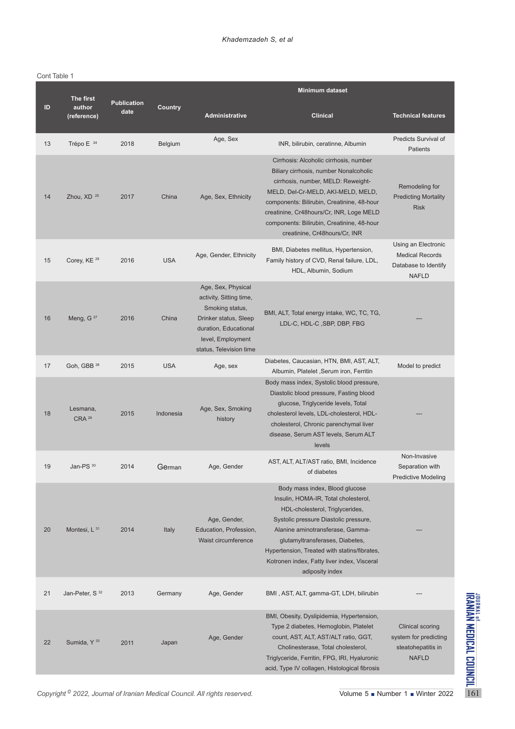Cont Table 1

| ID | The first author (reference) | Publication date | Country | Minimum dataset | | |
|---|---|---|---|---|---|---|
| | | | | Administrative | Clinical | Technical features |
| 13 | Trépo E [24] | 2018 | Belgium | Age, Sex | INR, bilirubin, ceratinne, Albumin | Predicts Survival of Patients |
| 14 | Zhou, XD [25] | 2017 | China | Age, Sex, Ethnicity | Cirrhosis: Alcoholic cirrhosis, number Biliary cirrhosis, number Nonalcoholic cirrhosis, number, MELD: Reweight-MELD, Del-Cr-MELD, AKI-MELD, MELD, components: Bilirubin, Creatinine, 48-hour creatinine, Cr48hours/Cr, INR, Loge MELD components: Bilirubin, Creatinine, 48-hour creatinine, Cr48hours/Cr, INR | Remodeling for Predicting Mortality Risk |
| 15 | Corey, KE [26] | 2016 | USA | Age, Gender, Ethnicity | BMI, Diabetes mellitus, Hypertension, Family history of CVD, Renal failure, LDL, HDL, Albumin, Sodium | Using an Electronic Medical Records Database to Identify NAFLD |
| 16 | Meng, G [27] | 2016 | China | Age, Sex, Physical activity, Sitting time, Smoking status, Drinker status, Sleep duration, Educational level, Employment status, Television time | BMI, ALT, Total energy intake, WC, TC, TG, LDL-C, HDL-C ,SBP, DBP, FBG | --- |
| 17 | Goh, GBB [28] | 2015 | USA | Age, sex | Diabetes, Caucasian, HTN, BMI, AST, ALT, Albumin, Platelet ,Serum iron, Ferritin | Model to predict |
| 18 | Lesmana, CRA [29] | 2015 | Indonesia | Age, Sex, Smoking history | Body mass index, Systolic blood pressure, Diastolic blood pressure, Fasting blood glucose, Triglyceride levels, Total cholesterol levels, LDL-cholesterol, HDL-cholesterol, Chronic parenchymal liver disease, Serum AST levels, Serum ALT levels | --- |
| 19 | Jan-PS [30] | 2014 | German | Age, Gender | AST, ALT, ALT/AST ratio, BMI, Incidence of diabetes | Non-Invasive Separation with Predictive Modeling |
| 20 | Montesi, L [31] | 2014 | Italy | Age, Gender, Education, Profession, Waist circumference | Body mass index, Blood glucose Insulin, HOMA-IR, Total cholesterol, HDL-cholesterol, Triglycerides, Systolic pressure Diastolic pressure, Alanine aminotransferase, Gamma-glutamyltransferases, Diabetes, Hypertension, Treated with statins/fibrates, Kotronen index, Fatty liver index, Visceral adiposity index | --- |
| 21 | Jan-Peter, S [32] | 2013 | Germany | Age, Gender | BMI , AST, ALT, gamma-GT, LDH, bilirubin | --- |
| 22 | Sumida, Y [33] | 2011 | Japan | Age, Gender | BMI, Obesity, Dyslipidemia, Hypertension, Type 2 diabetes, Hemoglobin, Platelet count, AST, ALT, AST/ALT ratio, GGT, Cholinesterase, Total cholesterol, Triglyceride, Ferritin, FPG, IRI, Hyaluronic acid, Type IV collagen, Histological fibrosis | Clinical scoring system for predicting steatohepatitis in NAFLD |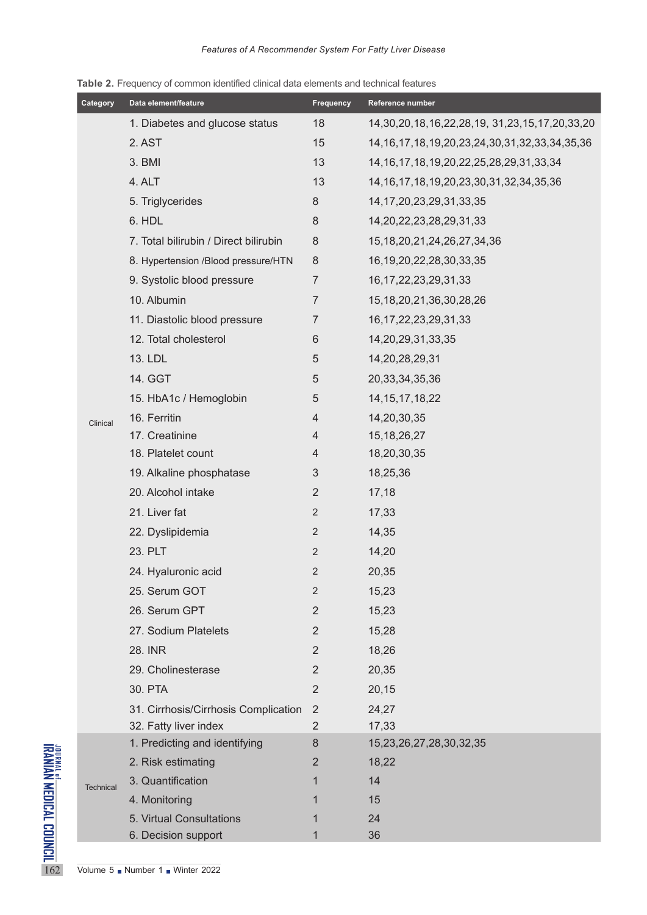**Table 2.** Frequency of common identified clinical data elements and technical features

| Category | Data element/feature | Frequency | Reference number |
|---|---|---|---|
| Clinical | 1. Diabetes and glucose status | 18 | 14,30,20,18,16,22,28,19, 31,23,15,17,20,33,20 |
| | 2. AST | 15 | 14,16,17,18,19,20,23,24,30,31,32,33,34,35,36 |
| | 3. BMI | 13 | 14,16,17,18,19,20,22,25,28,29,31,33,34 |
| | 4. ALT | 13 | 14,16,17,18,19,20,23,30,31,32,34,35,36 |
| | 5. Triglycerides | 8 | 14,17,20,23,29,31,33,35 |
| | 6. HDL | 8 | 14,20,22,23,28,29,31,33 |
| | 7. Total bilirubin / Direct bilirubin | 8 | 15,18,20,21,24,26,27,34,36 |
| | 8. Hypertension /Blood pressure/HTN | 8 | 16,19,20,22,28,30,33,35 |
| | 9. Systolic blood pressure | 7 | 16,17,22,23,29,31,33 |
| | 10. Albumin | 7 | 15,18,20,21,36,30,28,26 |
| | 11. Diastolic blood pressure | 7 | 16,17,22,23,29,31,33 |
| | 12. Total cholesterol | 6 | 14,20,29,31,33,35 |
| | 13. LDL | 5 | 14,20,28,29,31 |
| | 14. GGT | 5 | 20,33,34,35,36 |
| | 15. HbA1c / Hemoglobin | 5 | 14,15,17,18,22 |
| | 16. Ferritin | 4 | 14,20,30,35 |
| | 17. Creatinine | 4 | 15,18,26,27 |
| | 18. Platelet count | 4 | 18,20,30,35 |
| | 19. Alkaline phosphatase | 3 | 18,25,36 |
| | 20. Alcohol intake | 2 | 17,18 |
| | 21. Liver fat | 2 | 17,33 |
| | 22. Dyslipidemia | 2 | 14,35 |
| | 23. PLT | 2 | 14,20 |
| | 24. Hyaluronic acid | 2 | 20,35 |
| | 25. Serum GOT | 2 | 15,23 |
| | 26. Serum GPT | 2 | 15,23 |
| | 27. Sodium Platelets | 2 | 15,28 |
| | 28. INR | 2 | 18,26 |
| | 29. Cholinesterase | 2 | 20,35 |
| | 30. PTA | 2 | 20,15 |
| | 31. Cirrhosis/Cirrhosis Complication | 2 | 24,27 |
| | 32. Fatty liver index | 2 | 17,33 |
| Technical | 1. Predicting and identifying | 8 | 15,23,26,27,28,30,32,35 |
| | 2. Risk estimating | 2 | 18,22 |
| | 3. Quantification | 1 | 14 |
| | 4. Monitoring | 1 | 15 |
| | 5. Virtual Consultations | 1 | 24 |
| | 6. Decision support | 1 | 36 |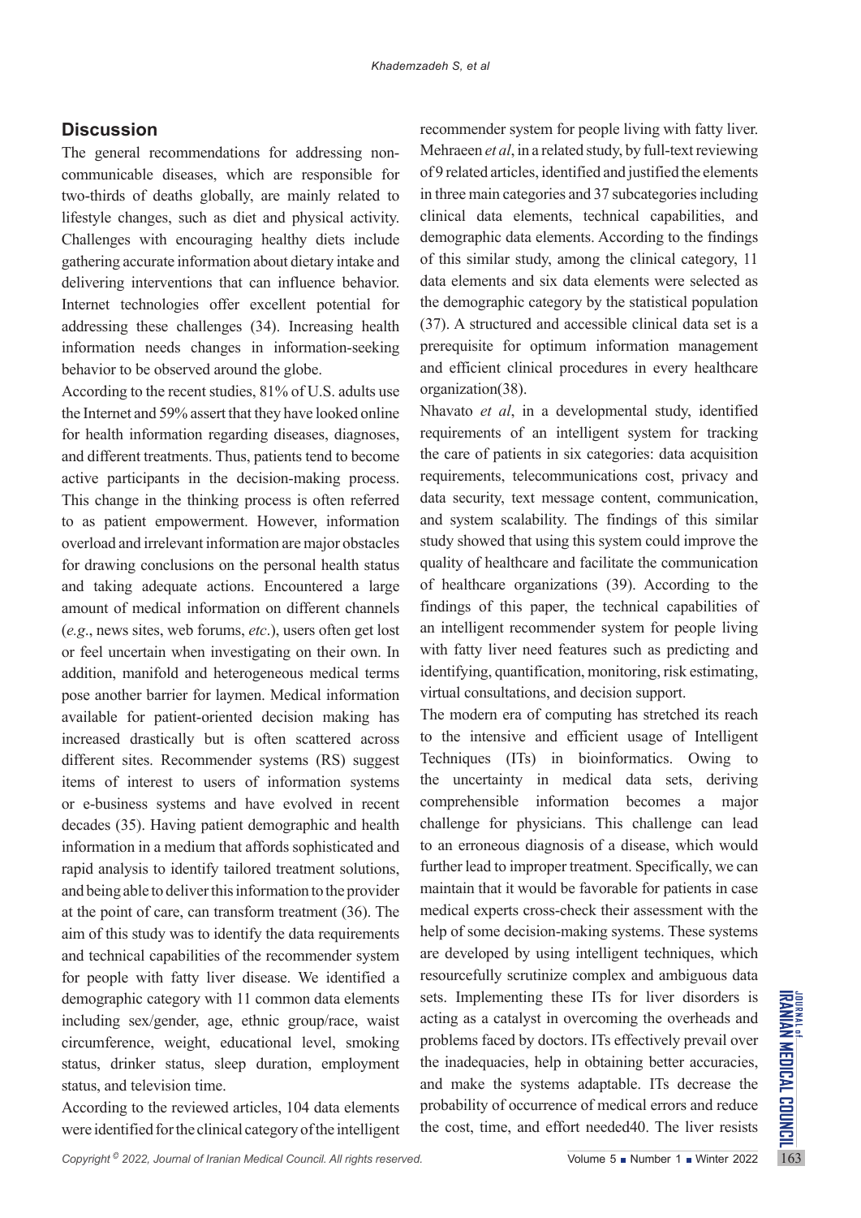## Discussion

The general recommendations for addressing non-communicable diseases, which are responsible for two-thirds of deaths globally, are mainly related to lifestyle changes, such as diet and physical activity. Challenges with encouraging healthy diets include gathering accurate information about dietary intake and delivering interventions that can influence behavior. Internet technologies offer excellent potential for addressing these challenges (34). Increasing health information needs changes in information-seeking behavior to be observed around the globe.

According to the recent studies, 81% of U.S. adults use the Internet and 59% assert that they have looked online for health information regarding diseases, diagnoses, and different treatments. Thus, patients tend to become active participants in the decision-making process. This change in the thinking process is often referred to as patient empowerment. However, information overload and irrelevant information are major obstacles for drawing conclusions on the personal health status and taking adequate actions. Encountered a large amount of medical information on different channels (*e.g*., news sites, web forums, *etc*.), users often get lost or feel uncertain when investigating on their own. In addition, manifold and heterogeneous medical terms pose another barrier for laymen. Medical information available for patient-oriented decision making has increased drastically but is often scattered across different sites. Recommender systems (RS) suggest items of interest to users of information systems or e-business systems and have evolved in recent decades (35). Having patient demographic and health information in a medium that affords sophisticated and rapid analysis to identify tailored treatment solutions, and being able to deliver this information to the provider at the point of care, can transform treatment (36). The aim of this study was to identify the data requirements and technical capabilities of the recommender system for people with fatty liver disease. We identified a demographic category with 11 common data elements including sex/gender, age, ethnic group/race, waist circumference, weight, educational level, smoking status, drinker status, sleep duration, employment status, and television time.

According to the reviewed articles, 104 data elements were identified for the clinical category of the intelligent recommender system for people living with fatty liver. Mehraeen *et al*, in a related study, by full-text reviewing of 9 related articles, identified and justified the elements in three main categories and 37 subcategories including clinical data elements, technical capabilities, and demographic data elements. According to the findings of this similar study, among the clinical category, 11 data elements and six data elements were selected as the demographic category by the statistical population (37). A structured and accessible clinical data set is a prerequisite for optimum information management and efficient clinical procedures in every healthcare organization(38).

Nhavato *et al*, in a developmental study, identified requirements of an intelligent system for tracking the care of patients in six categories: data acquisition requirements, telecommunications cost, privacy and data security, text message content, communication, and system scalability. The findings of this similar study showed that using this system could improve the quality of healthcare and facilitate the communication of healthcare organizations (39). According to the findings of this paper, the technical capabilities of an intelligent recommender system for people living with fatty liver need features such as predicting and identifying, quantification, monitoring, risk estimating, virtual consultations, and decision support.

The modern era of computing has stretched its reach to the intensive and efficient usage of Intelligent Techniques (ITs) in bioinformatics. Owing to the uncertainty in medical data sets, deriving comprehensible information becomes a major challenge for physicians. This challenge can lead to an erroneous diagnosis of a disease, which would further lead to improper treatment. Specifically, we can maintain that it would be favorable for patients in case medical experts cross-check their assessment with the help of some decision-making systems. These systems are developed by using intelligent techniques, which resourcefully scrutinize complex and ambiguous data sets. Implementing these ITs for liver disorders is acting as a catalyst in overcoming the overheads and problems faced by doctors. ITs effectively prevail over the inadequacies, help in obtaining better accuracies, and make the systems adaptable. ITs decrease the probability of occurrence of medical errors and reduce the cost, time, and effort needed40. The liver resists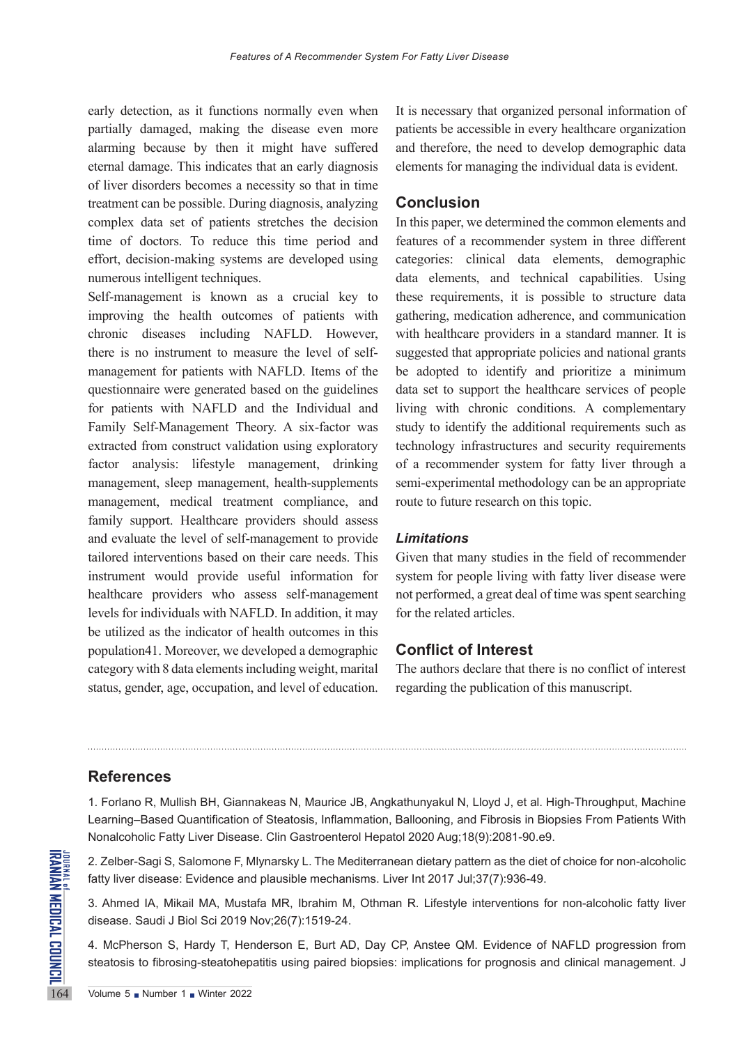early detection, as it functions normally even when partially damaged, making the disease even more alarming because by then it might have suffered eternal damage. This indicates that an early diagnosis of liver disorders becomes a necessity so that in time treatment can be possible. During diagnosis, analyzing complex data set of patients stretches the decision time of doctors. To reduce this time period and effort, decision-making systems are developed using numerous intelligent techniques.

Self-management is known as a crucial key to improving the health outcomes of patients with chronic diseases including NAFLD. However, there is no instrument to measure the level of self-management for patients with NAFLD. Items of the questionnaire were generated based on the guidelines for patients with NAFLD and the Individual and Family Self-Management Theory. A six-factor was extracted from construct validation using exploratory factor analysis: lifestyle management, drinking management, sleep management, health-supplements management, medical treatment compliance, and family support. Healthcare providers should assess and evaluate the level of self-management to provide tailored interventions based on their care needs. This instrument would provide useful information for healthcare providers who assess self-management levels for individuals with NAFLD. In addition, it may be utilized as the indicator of health outcomes in this population41. Moreover, we developed a demographic category with 8 data elements including weight, marital status, gender, age, occupation, and level of education. It is necessary that organized personal information of patients be accessible in every healthcare organization and therefore, the need to develop demographic data elements for managing the individual data is evident.

## Conclusion

In this paper, we determined the common elements and features of a recommender system in three different categories: clinical data elements, demographic data elements, and technical capabilities. Using these requirements, it is possible to structure data gathering, medication adherence, and communication with healthcare providers in a standard manner. It is suggested that appropriate policies and national grants be adopted to identify and prioritize a minimum data set to support the healthcare services of people living with chronic conditions. A complementary study to identify the additional requirements such as technology infrastructures and security requirements of a recommender system for fatty liver through a semi-experimental methodology can be an appropriate route to future research on this topic.

### *Limitations*

Given that many studies in the field of recommender system for people living with fatty liver disease were not performed, a great deal of time was spent searching for the related articles.

## Conflict of Interest

The authors declare that there is no conflict of interest regarding the publication of this manuscript.

## References

1. Forlano R, Mullish BH, Giannakeas N, Maurice JB, Angkathunyakul N, Lloyd J, et al. High-Throughput, Machine Learning–Based Quantification of Steatosis, Inflammation, Ballooning, and Fibrosis in Biopsies From Patients With Nonalcoholic Fatty Liver Disease. Clin Gastroenterol Hepatol 2020 Aug;18(9):2081-90.e9.

2. Zelber-Sagi S, Salomone F, Mlynarsky L. The Mediterranean dietary pattern as the diet of choice for non-alcoholic fatty liver disease: Evidence and plausible mechanisms. Liver Int 2017 Jul;37(7):936-49.

3. Ahmed IA, Mikail MA, Mustafa MR, Ibrahim M, Othman R. Lifestyle interventions for non-alcoholic fatty liver disease. Saudi J Biol Sci 2019 Nov;26(7):1519-24.

4. McPherson S, Hardy T, Henderson E, Burt AD, Day CP, Anstee QM. Evidence of NAFLD progression from steatosis to fibrosing-steatohepatitis using paired biopsies: implications for prognosis and clinical management. J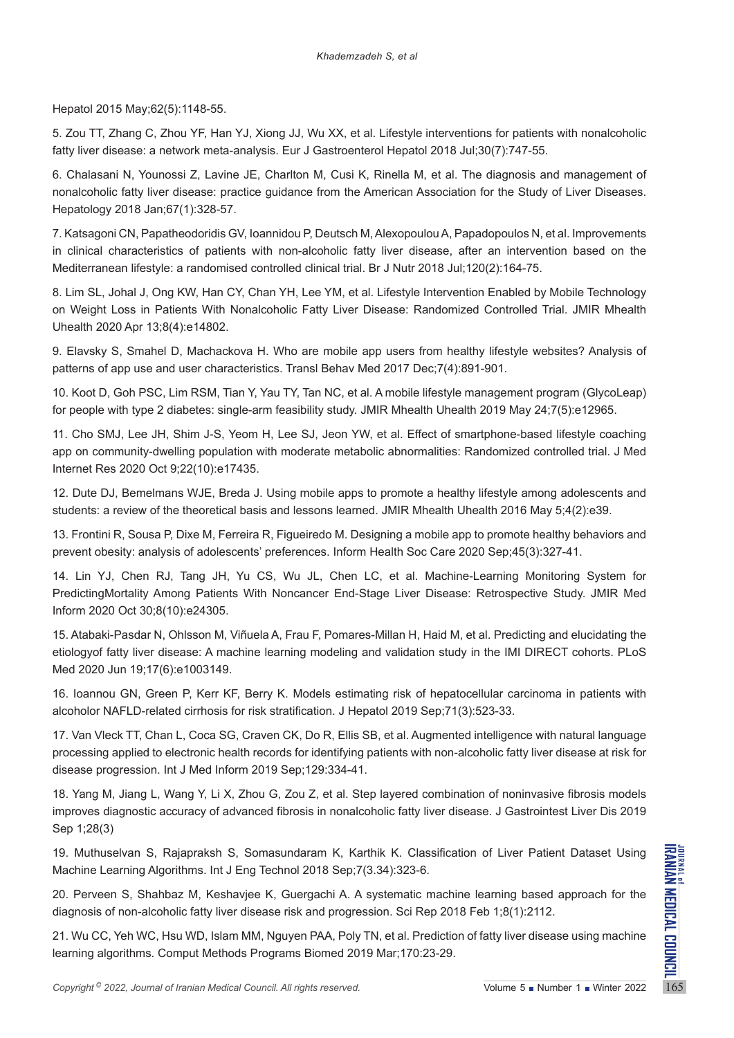Hepatol 2015 May;62(5):1148-55.

5. Zou TT, Zhang C, Zhou YF, Han YJ, Xiong JJ, Wu XX, et al. Lifestyle interventions for patients with nonalcoholic fatty liver disease: a network meta-analysis. Eur J Gastroenterol Hepatol 2018 Jul;30(7):747-55.

6. Chalasani N, Younossi Z, Lavine JE, Charlton M, Cusi K, Rinella M, et al. The diagnosis and management of nonalcoholic fatty liver disease: practice guidance from the American Association for the Study of Liver Diseases. Hepatology 2018 Jan;67(1):328-57.

7. Katsagoni CN, Papatheodoridis GV, Ioannidou P, Deutsch M, Alexopoulou A, Papadopoulos N, et al. Improvements in clinical characteristics of patients with non-alcoholic fatty liver disease, after an intervention based on the Mediterranean lifestyle: a randomised controlled clinical trial. Br J Nutr 2018 Jul;120(2):164-75.

8. Lim SL, Johal J, Ong KW, Han CY, Chan YH, Lee YM, et al. Lifestyle Intervention Enabled by Mobile Technology on Weight Loss in Patients With Nonalcoholic Fatty Liver Disease: Randomized Controlled Trial. JMIR Mhealth Uhealth 2020 Apr 13;8(4):e14802.

9. Elavsky S, Smahel D, Machackova H. Who are mobile app users from healthy lifestyle websites? Analysis of patterns of app use and user characteristics. Transl Behav Med 2017 Dec;7(4):891-901.

10. Koot D, Goh PSC, Lim RSM, Tian Y, Yau TY, Tan NC, et al. A mobile lifestyle management program (GlycoLeap) for people with type 2 diabetes: single-arm feasibility study. JMIR Mhealth Uhealth 2019 May 24;7(5):e12965.

11. Cho SMJ, Lee JH, Shim J-S, Yeom H, Lee SJ, Jeon YW, et al. Effect of smartphone-based lifestyle coaching app on community-dwelling population with moderate metabolic abnormalities: Randomized controlled trial. J Med Internet Res 2020 Oct 9;22(10):e17435.

12. Dute DJ, Bemelmans WJE, Breda J. Using mobile apps to promote a healthy lifestyle among adolescents and students: a review of the theoretical basis and lessons learned. JMIR Mhealth Uhealth 2016 May 5;4(2):e39.

13. Frontini R, Sousa P, Dixe M, Ferreira R, Figueiredo M. Designing a mobile app to promote healthy behaviors and prevent obesity: analysis of adolescents' preferences. Inform Health Soc Care 2020 Sep;45(3):327-41.

14. Lin YJ, Chen RJ, Tang JH, Yu CS, Wu JL, Chen LC, et al. Machine-Learning Monitoring System for PredictingMortality Among Patients With Noncancer End-Stage Liver Disease: Retrospective Study. JMIR Med Inform 2020 Oct 30;8(10):e24305.

15. Atabaki-Pasdar N, Ohlsson M, Viñuela A, Frau F, Pomares-Millan H, Haid M, et al. Predicting and elucidating the etiologyof fatty liver disease: A machine learning modeling and validation study in the IMI DIRECT cohorts. PLoS Med 2020 Jun 19;17(6):e1003149.

16. Ioannou GN, Green P, Kerr KF, Berry K. Models estimating risk of hepatocellular carcinoma in patients with alcoholor NAFLD-related cirrhosis for risk stratification. J Hepatol 2019 Sep;71(3):523-33.

17. Van Vleck TT, Chan L, Coca SG, Craven CK, Do R, Ellis SB, et al. Augmented intelligence with natural language processing applied to electronic health records for identifying patients with non-alcoholic fatty liver disease at risk for disease progression. Int J Med Inform 2019 Sep;129:334-41.

18. Yang M, Jiang L, Wang Y, Li X, Zhou G, Zou Z, et al. Step layered combination of noninvasive fibrosis models improves diagnostic accuracy of advanced fibrosis in nonalcoholic fatty liver disease. J Gastrointest Liver Dis 2019 Sep 1;28(3)

19. Muthuselvan S, Rajapraksh S, Somasundaram K, Karthik K. Classification of Liver Patient Dataset Using Machine Learning Algorithms. Int J Eng Technol 2018 Sep;7(3.34):323-6.

20. Perveen S, Shahbaz M, Keshavjee K, Guergachi A. A systematic machine learning based approach for the diagnosis of non-alcoholic fatty liver disease risk and progression. Sci Rep 2018 Feb 1;8(1):2112.

21. Wu CC, Yeh WC, Hsu WD, Islam MM, Nguyen PAA, Poly TN, et al. Prediction of fatty liver disease using machine learning algorithms. Comput Methods Programs Biomed 2019 Mar;170:23-29.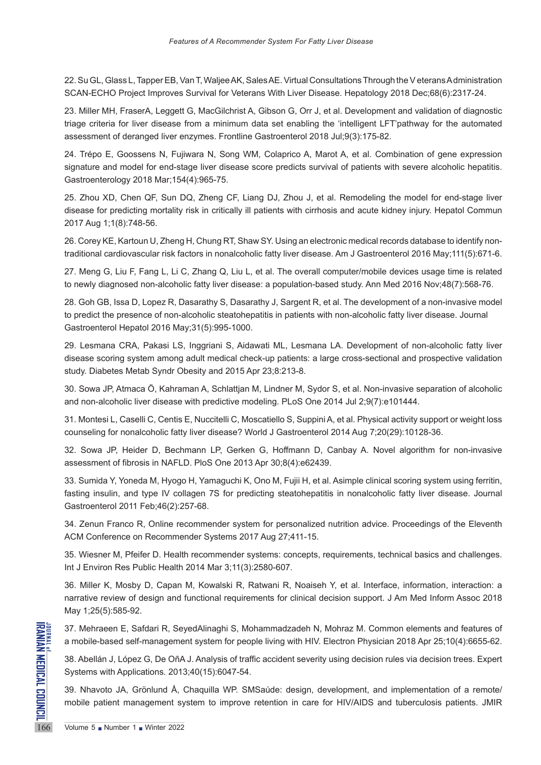22. Su GL, Glass L, Tapper EB, Van T, Waljee AK, Sales AE. Virtual Consultations Through the V eterans Administration SCAN-ECHO Project Improves Survival for Veterans With Liver Disease. Hepatology 2018 Dec;68(6):2317-24.

23. Miller MH, FraserA, Leggett G, MacGilchrist A, Gibson G, Orr J, et al. Development and validation of diagnostic triage criteria for liver disease from a minimum data set enabling the 'intelligent LFT'pathway for the automated assessment of deranged liver enzymes. Frontline Gastroenterol 2018 Jul;9(3):175-82.

24. Trépo E, Goossens N, Fujiwara N, Song WM, Colaprico A, Marot A, et al. Combination of gene expression signature and model for end-stage liver disease score predicts survival of patients with severe alcoholic hepatitis. Gastroenterology 2018 Mar;154(4):965-75.

25. Zhou XD, Chen QF, Sun DQ, Zheng CF, Liang DJ, Zhou J, et al. Remodeling the model for end-stage liver disease for predicting mortality risk in critically ill patients with cirrhosis and acute kidney injury. Hepatol Commun 2017 Aug 1;1(8):748-56.

26. Corey KE, Kartoun U, Zheng H, Chung RT, Shaw SY. Using an electronic medical records database to identify non-traditional cardiovascular risk factors in nonalcoholic fatty liver disease. Am J Gastroenterol 2016 May;111(5):671-6.

27. Meng G, Liu F, Fang L, Li C, Zhang Q, Liu L, et al. The overall computer/mobile devices usage time is related to newly diagnosed non-alcoholic fatty liver disease: a population-based study. Ann Med 2016 Nov;48(7):568-76.

28. Goh GB, Issa D, Lopez R, Dasarathy S, Dasarathy J, Sargent R, et al. The development of a non-invasive model to predict the presence of non-alcoholic steatohepatitis in patients with non-alcoholic fatty liver disease. Journal Gastroenterol Hepatol 2016 May;31(5):995-1000.

29. Lesmana CRA, Pakasi LS, Inggriani S, Aidawati ML, Lesmana LA. Development of non-alcoholic fatty liver disease scoring system among adult medical check-up patients: a large cross-sectional and prospective validation study. Diabetes Metab Syndr Obesity and 2015 Apr 23;8:213-8.

30. Sowa JP, Atmaca Ö, Kahraman A, Schlattjan M, Lindner M, Sydor S, et al. Non-invasive separation of alcoholic and non-alcoholic liver disease with predictive modeling. PLoS One 2014 Jul 2;9(7):e101444.

31. Montesi L, Caselli C, Centis E, Nuccitelli C, Moscatiello S, Suppini A, et al. Physical activity support or weight loss counseling for nonalcoholic fatty liver disease? World J Gastroenterol 2014 Aug 7;20(29):10128-36.

32. Sowa JP, Heider D, Bechmann LP, Gerken G, Hoffmann D, Canbay A. Novel algorithm for non-invasive assessment of fibrosis in NAFLD. PloS One 2013 Apr 30;8(4):e62439.

33. Sumida Y, Yoneda M, Hyogo H, Yamaguchi K, Ono M, Fujii H, et al. Asimple clinical scoring system using ferritin, fasting insulin, and type IV collagen 7S for predicting steatohepatitis in nonalcoholic fatty liver disease. Journal Gastroenterol 2011 Feb;46(2):257-68.

34. Zenun Franco R, Online recommender system for personalized nutrition advice. Proceedings of the Eleventh ACM Conference on Recommender Systems 2017 Aug 27;411-15.

35. Wiesner M, Pfeifer D. Health recommender systems: concepts, requirements, technical basics and challenges. Int J Environ Res Public Health 2014 Mar 3;11(3):2580-607.

36. Miller K, Mosby D, Capan M, Kowalski R, Ratwani R, Noaiseh Y, et al. Interface, information, interaction: a narrative review of design and functional requirements for clinical decision support. J Am Med Inform Assoc 2018 May 1;25(5):585-92.

37. Mehraeen E, Safdari R, SeyedAlinaghi S, Mohammadzadeh N, Mohraz M. Common elements and features of a mobile-based self-management system for people living with HIV. Electron Physician 2018 Apr 25;10(4):6655-62.

38. Abellán J, López G, De OñA J. Analysis of traffic accident severity using decision rules via decision trees. Expert Systems with Applications. 2013;40(15):6047-54.

39. Nhavoto JA, Grönlund Å, Chaquilla WP. SMSaúde: design, development, and implementation of a remote/mobile patient management system to improve retention in care for HIV/AIDS and tuberculosis patients. JMIR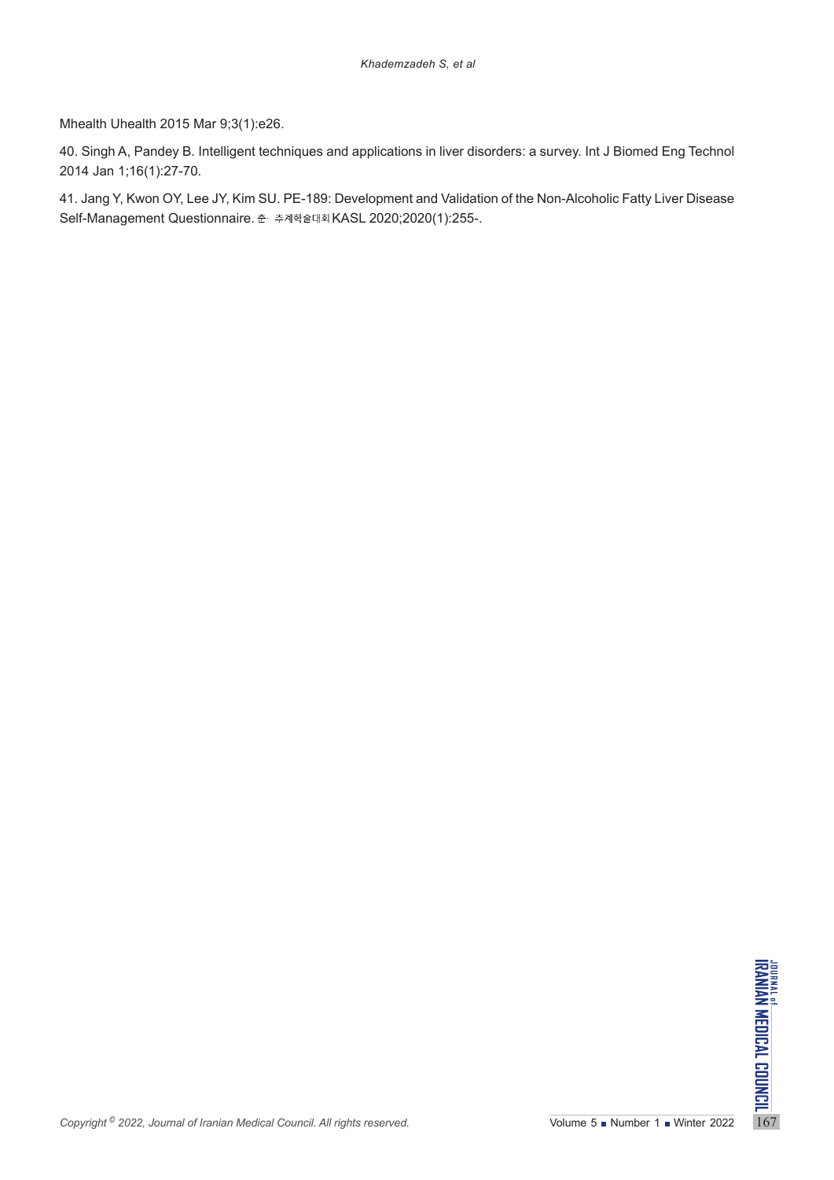Mhealth Uhealth 2015 Mar 9;3(1):e26.

40. Singh A, Pandey B. Intelligent techniques and applications in liver disorders: a survey. Int J Biomed Eng Technol 2014 Jan 1;16(1):27-70.

41. Jang Y, Kwon OY, Lee JY, Kim SU. PE-189: Development and Validation of the Non-Alcoholic Fatty Liver Disease Self-Management Questionnaire. 춘· 추계학술대회 KASL 2020;2020(1):255-.